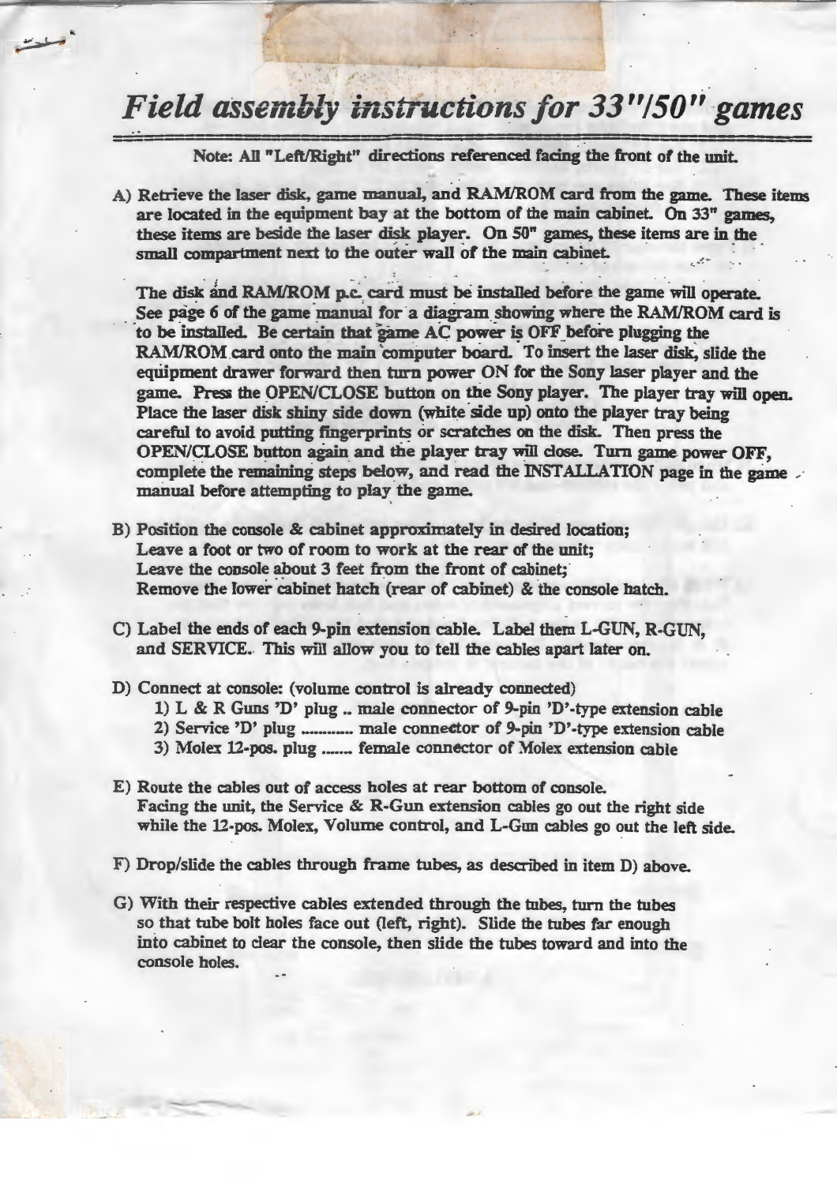# *Field assembly instructions for 33"/50" games*

Note: All "Left/Right" directions referenced facing the front of the unit.

A) Retrieve the laser disk, game manual, and RAM/ROM card from the game. These items are located in the equipment bay at the bottom of the main cabinet. On 33" games, these items are beside the laser disk player. On 50" games, these items are in the small compartment next to the outer wall of the main cabinet.

The disk and RAM/ROM p.c. card must be installed before the game will operate. See page 6 of the game manual for a diagram showing where the RAM/ROM card is to be installed. Be certain that game AC power is OFF before plugging the RAM/ROM card onto the main computer board. To insert the laser disk, slide the equipment drawer forward then turn power ON for the Sony laser player and the game. Press the OPEN/CLOSE button on the Sony player. The player tray will open. Place the laser disk shiny side down (white side up) onto the player tray being careful to avoid putting fingerprints or scratches on the disk. Then press the OPEN/CLOSE button again and the player tray will close. Turn game power OFF, complete the remaining steps below, and read the INSTALLATION page in the game manual before attempting to play the game.

B) Position the console & cabinet approximately in desired location;
Leave a foot or two of room to work at the rear of the unit;
Leave the console about 3 feet from the front of cabinet;
Remove the lower cabinet hatch (rear of cabinet) & the console hatch.

C) Label the ends of each 9-pin extension cable. Label them L-GUN, R-GUN, and SERVICE. This will allow you to tell the cables apart later on.

D) Connect at console: (volume control is already connected)
   1) L & R Guns 'D' plug .. male connector of 9-pin 'D'-type extension cable
   2) Service 'D' plug ............ male connector of 9-pin 'D'-type extension cable
   3) Molex 12-pos. plug ....... female connector of Molex extension cable

E) Route the cables out of access holes at rear bottom of console.
Facing the unit, the Service & R-Gun extension cables go out the right side while the 12-pos. Molex, Volume control, and L-Gun cables go out the left side.

F) Drop/slide the cables through frame tubes, as described in item D) above.

G) With their respective cables extended through the tubes, turn the tubes so that tube bolt holes face out (left, right). Slide the tubes far enough into cabinet to clear the console, then slide the tubes toward and into the console holes.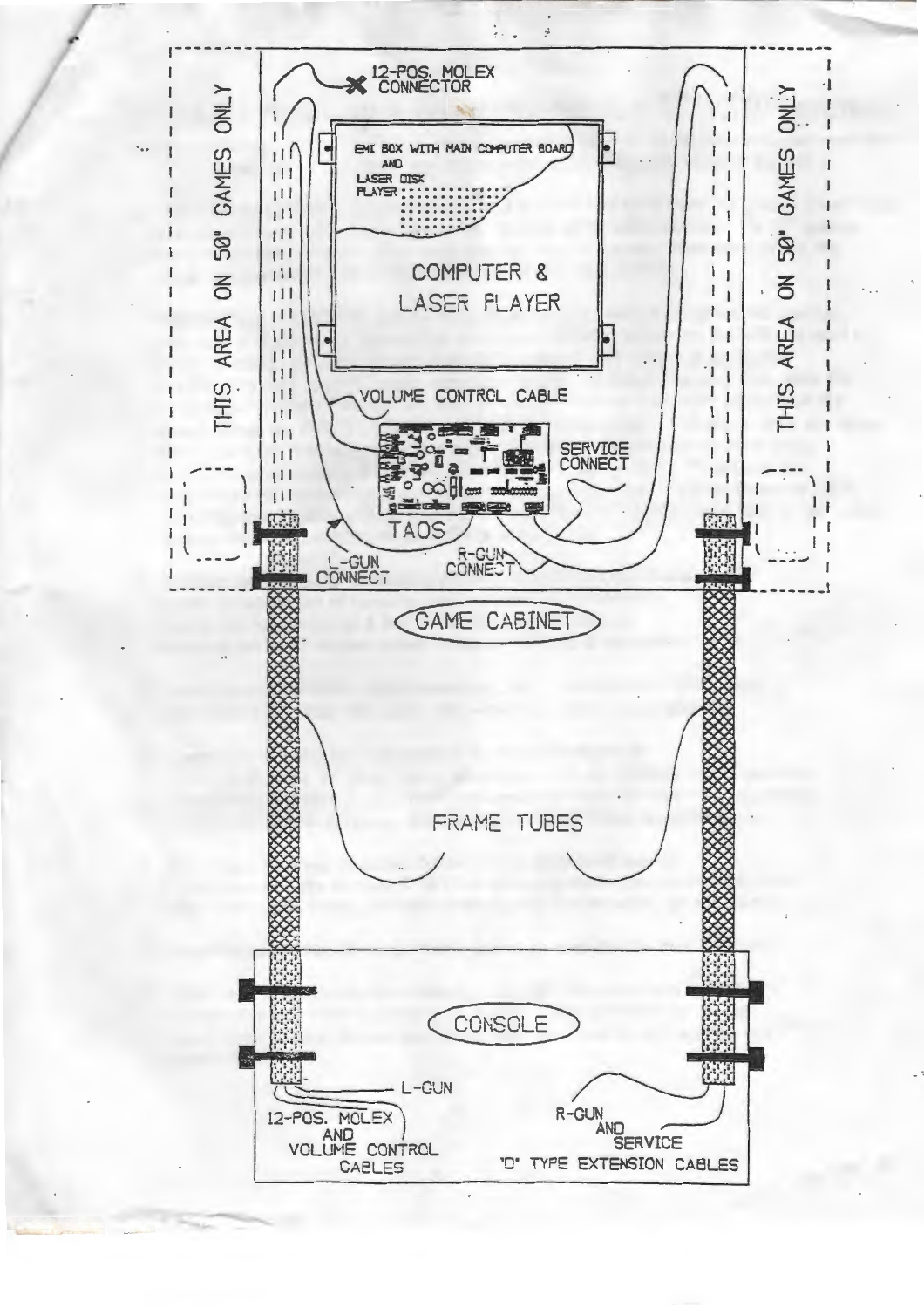THIS AREA ON 50" GAMES ONLY

12-POS. MOLEX CONNECTOR

EMI BOX WITH MAIN COMPUTER BOARD AND LASER DISK PLAYER

COMPUTER & LASER PLAYER

VOLUME CONTROL CABLE

SERVICE CONNECT

TAOS

L-GUN CONNECT

R-GUN CONNECT

THIS AREA ON 50" GAMES ONLY

GAME CABINET

FRAME TUBES

CONSOLE

L-GUN

12-POS. MOLEX AND VOLUME CONTROL CABLES

R-GUN AND SERVICE "D" TYPE EXTENSION CABLES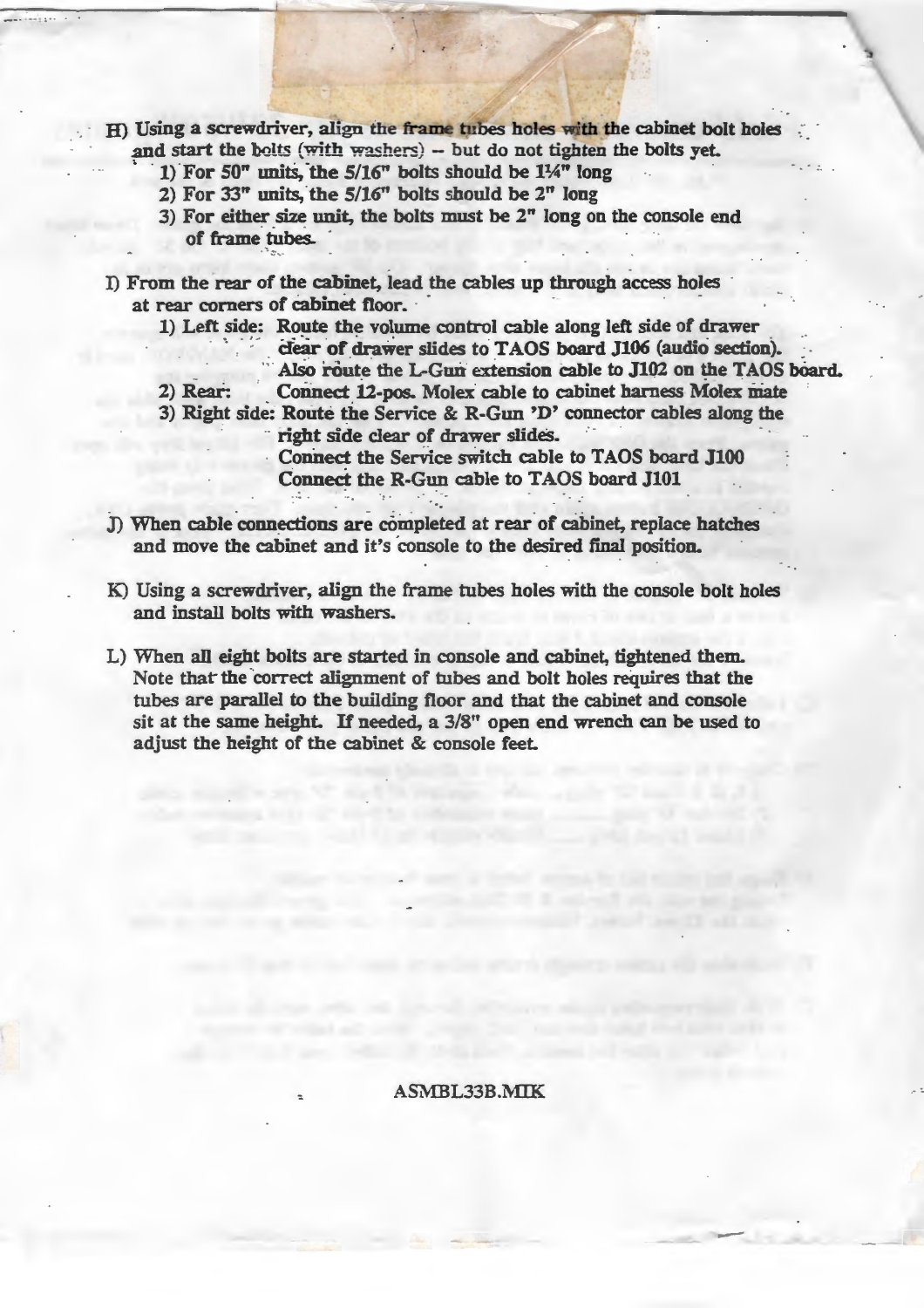H) Using a screwdriver, align the frame tubes holes with the cabinet bolt holes and start the bolts (with washers) -- but do not tighten the bolts yet.
   1) For 50" units, the 5/16" bolts should be 1¼" long
   2) For 33" units, the 5/16" bolts should be 2" long
   3) For either size unit, the bolts must be 2" long on the console end of frame tubes.

I) From the rear of the cabinet, lead the cables up through access holes at rear corners of cabinet floor.
   1) Left side: Route the volume control cable along left side of drawer clear of drawer slides to TAOS board J106 (audio section). Also route the L-Gun extension cable to J102 on the TAOS board.
   2) Rear: Connect 12-pos. Molex cable to cabinet harness Molex mate
   3) Right side: Route the Service & R-Gun 'D' connector cables along the right side clear of drawer slides.
      Connect the Service switch cable to TAOS board J100
      Connect the R-Gun cable to TAOS board J101

J) When cable connections are completed at rear of cabinet, replace hatches and move the cabinet and it's console to the desired final position.

K) Using a screwdriver, align the frame tubes holes with the console bolt holes and install bolts with washers.

L) When all eight bolts are started in console and cabinet, tightened them. Note that the correct alignment of tubes and bolt holes requires that the tubes are parallel to the building floor and that the cabinet and console sit at the same height. If needed, a 3/8" open end wrench can be used to adjust the height of the cabinet & console feet.

ASMBL33B.MIK